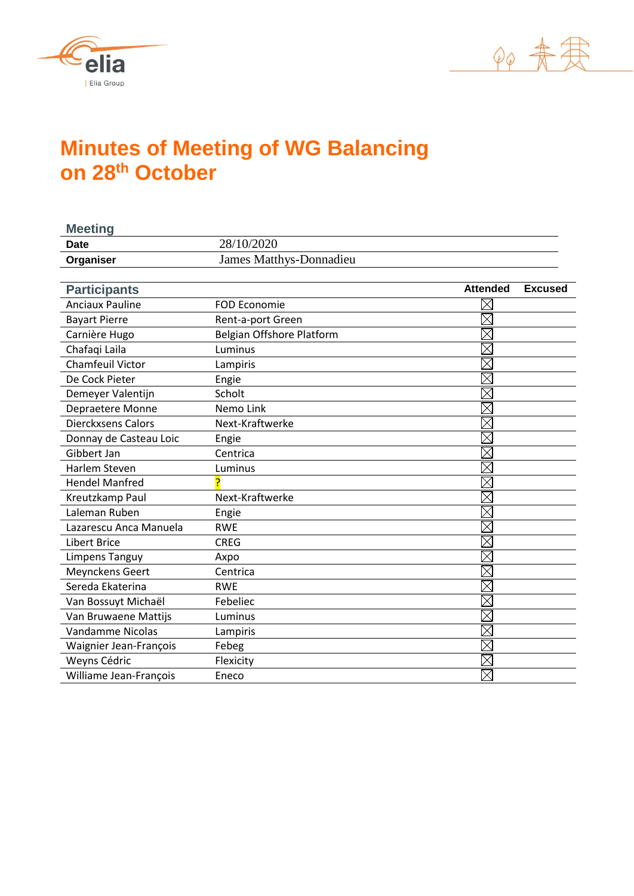# Minutes of Meeting of WG Balancing on 28th October

| Meeting | |
|---|---|
| **Date** | 28/10/2020 |
| **Organiser** | James Matthys-Donnadieu |

| Participants | | Attended | Excused |
|---|---|---|---|
| Anciaux Pauline | FOD Economie | ☒ | |
| Bayart Pierre | Rent-a-port Green | ☒ | |
| Carnière Hugo | Belgian Offshore Platform | ☒ | |
| Chafaqi Laila | Luminus | ☒ | |
| Chamfeuil Victor | Lampiris | ☒ | |
| De Cock Pieter | Engie | ☒ | |
| Demeyer Valentijn | Scholt | ☒ | |
| Depraetere Monne | Nemo Link | ☒ | |
| Dierckxsens Calors | Next-Kraftwerke | ☒ | |
| Donnay de Casteau Loic | Engie | ☒ | |
| Gibbert Jan | Centrica | ☒ | |
| Harlem Steven | Luminus | ☒ | |
| Hendel Manfred | ? | ☒ | |
| Kreutzkamp Paul | Next-Kraftwerke | ☒ | |
| Laleman Ruben | Engie | ☒ | |
| Lazarescu Anca Manuela | RWE | ☒ | |
| Libert Brice | CREG | ☒ | |
| Limpens Tanguy | Axpo | ☒ | |
| Meynckens Geert | Centrica | ☒ | |
| Sereda Ekaterina | RWE | ☒ | |
| Van Bossuyt Michaël | Febeliec | ☒ | |
| Van Bruwaene Mattijs | Luminus | ☒ | |
| Vandamme Nicolas | Lampiris | ☒ | |
| Waignier Jean-François | Febeg | ☒ | |
| Weyns Cédric | Flexicity | ☒ | |
| Williame Jean-François | Eneco | ☒ | |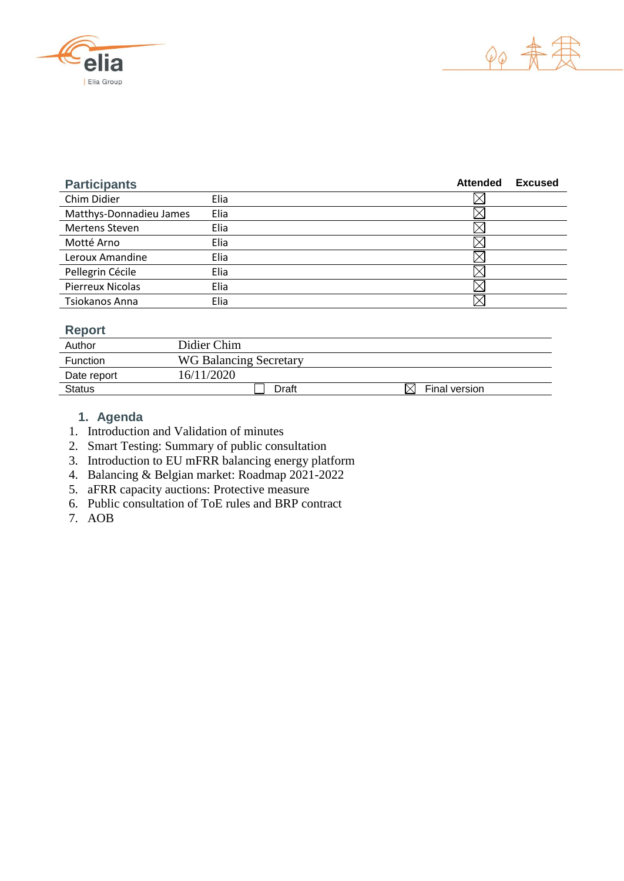## Participants

| Participants | | Attended | Excused |
|---|---|---|---|
| Chim Didier | Elia | ☒ | |
| Matthys-Donnadieu James | Elia | ☒ | |
| Mertens Steven | Elia | ☒ | |
| Motté Arno | Elia | ☒ | |
| Leroux Amandine | Elia | ☒ | |
| Pellegrin Cécile | Elia | ☒ | |
| Pierreux Nicolas | Elia | ☒ | |
| Tsiokanos Anna | Elia | ☒ | |

## Report

| | | |
|---|---|---|
| Author | Didier Chim | |
| Function | WG Balancing Secretary | |
| Date report | 16/11/2020 | |
| Status | ☐ Draft | ☒ Final version |

## 1. Agenda

1. Introduction and Validation of minutes
2. Smart Testing: Summary of public consultation
3. Introduction to EU mFRR balancing energy platform
4. Balancing & Belgian market: Roadmap 2021-2022
5. aFRR capacity auctions: Protective measure
6. Public consultation of ToE rules and BRP contract
7. AOB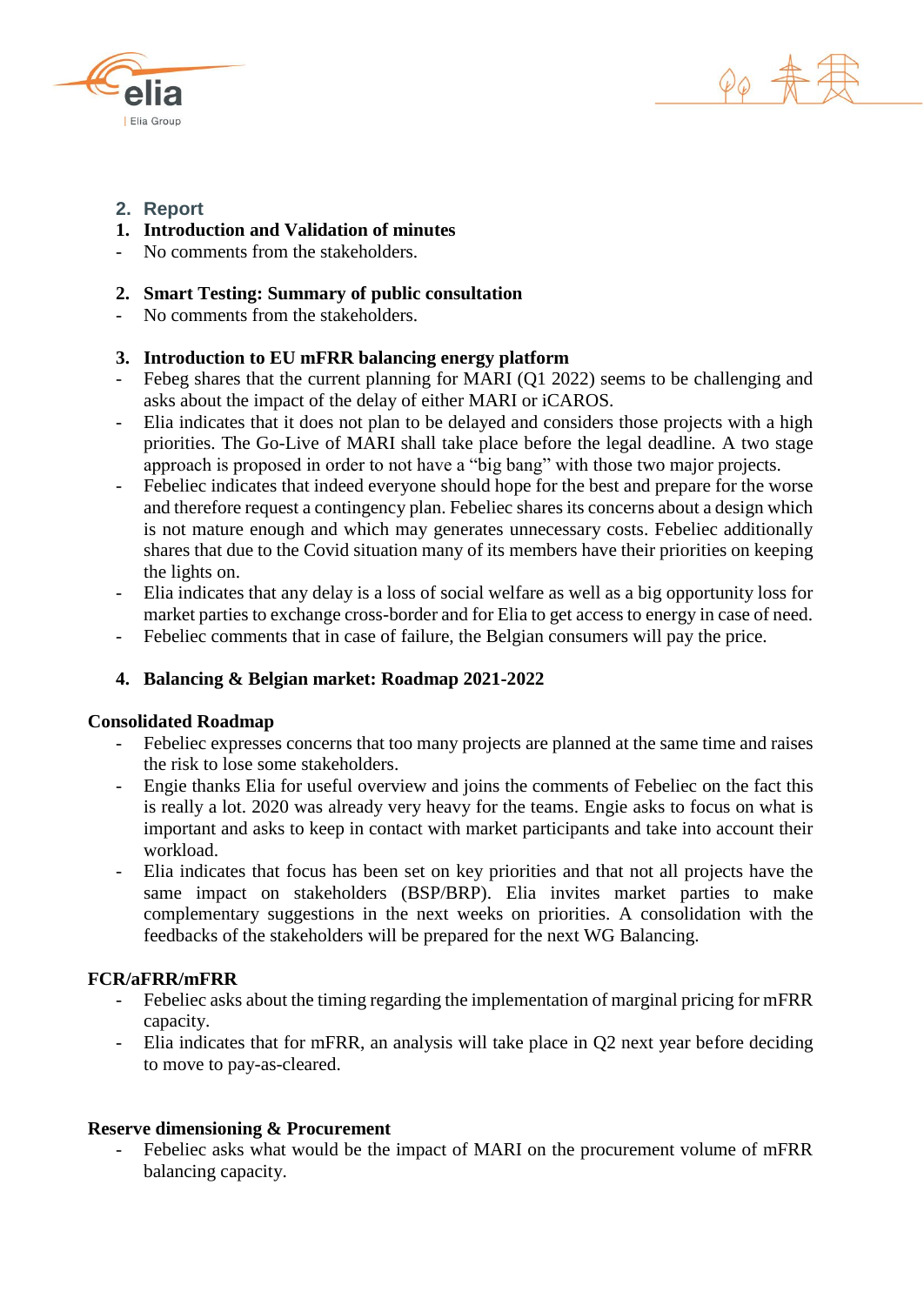## 2. Report

### 1. Introduction and Validation of minutes

- No comments from the stakeholders.

### 2. Smart Testing: Summary of public consultation

- No comments from the stakeholders.

### 3. Introduction to EU mFRR balancing energy platform

- Febeg shares that the current planning for MARI (Q1 2022) seems to be challenging and asks about the impact of the delay of either MARI or iCAROS.
- Elia indicates that it does not plan to be delayed and considers those projects with a high priorities. The Go-Live of MARI shall take place before the legal deadline. A two stage approach is proposed in order to not have a "big bang" with those two major projects.
- Febeliec indicates that indeed everyone should hope for the best and prepare for the worse and therefore request a contingency plan. Febeliec shares its concerns about a design which is not mature enough and which may generates unnecessary costs. Febeliec additionally shares that due to the Covid situation many of its members have their priorities on keeping the lights on.
- Elia indicates that any delay is a loss of social welfare as well as a big opportunity loss for market parties to exchange cross-border and for Elia to get access to energy in case of need.
- Febeliec comments that in case of failure, the Belgian consumers will pay the price.

### 4. Balancing & Belgian market: Roadmap 2021-2022

**Consolidated Roadmap**

- Febeliec expresses concerns that too many projects are planned at the same time and raises the risk to lose some stakeholders.
- Engie thanks Elia for useful overview and joins the comments of Febeliec on the fact this is really a lot. 2020 was already very heavy for the teams. Engie asks to focus on what is important and asks to keep in contact with market participants and take into account their workload.
- Elia indicates that focus has been set on key priorities and that not all projects have the same impact on stakeholders (BSP/BRP). Elia invites market parties to make complementary suggestions in the next weeks on priorities. A consolidation with the feedbacks of the stakeholders will be prepared for the next WG Balancing.

**FCR/aFRR/mFRR**

- Febeliec asks about the timing regarding the implementation of marginal pricing for mFRR capacity.
- Elia indicates that for mFRR, an analysis will take place in Q2 next year before deciding to move to pay-as-cleared.

**Reserve dimensioning & Procurement**

- Febeliec asks what would be the impact of MARI on the procurement volume of mFRR balancing capacity.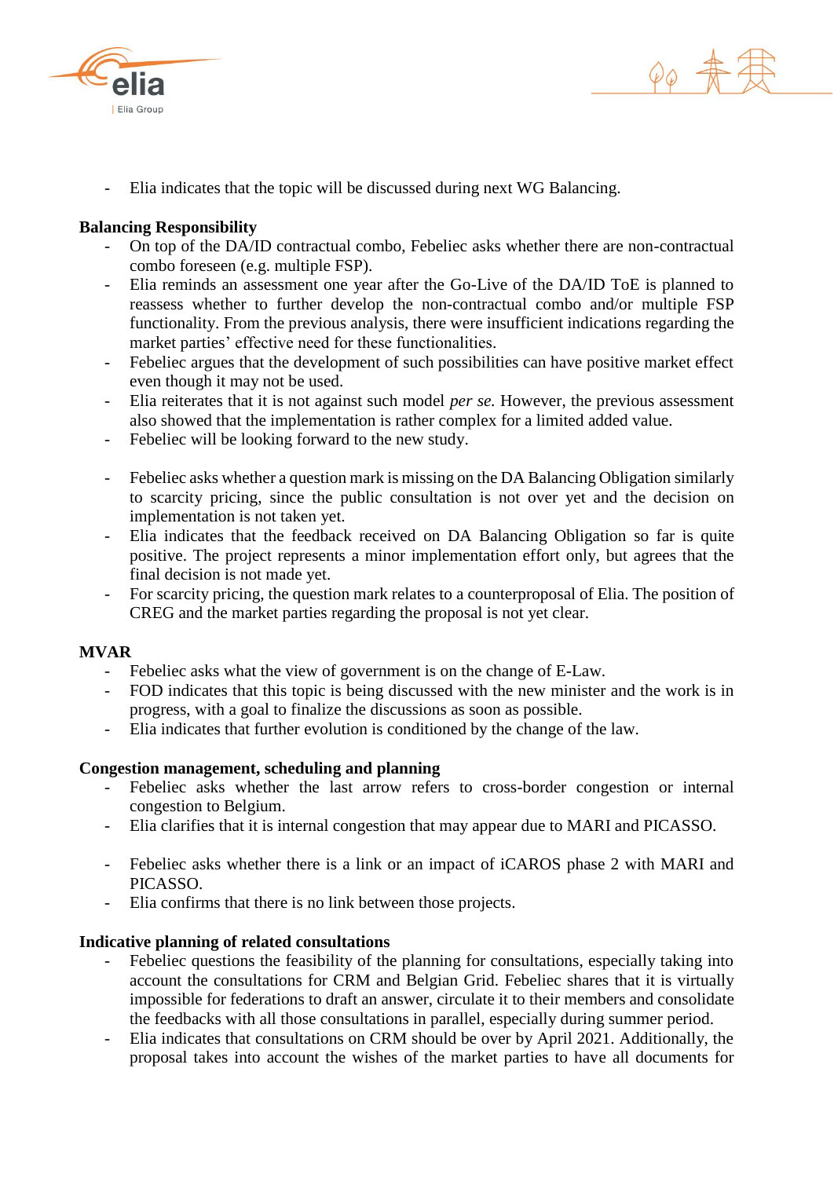- Elia indicates that the topic will be discussed during next WG Balancing.

**Balancing Responsibility**

- On top of the DA/ID contractual combo, Febeliec asks whether there are non-contractual combo foreseen (e.g. multiple FSP).
- Elia reminds an assessment one year after the Go-Live of the DA/ID ToE is planned to reassess whether to further develop the non-contractual combo and/or multiple FSP functionality. From the previous analysis, there were insufficient indications regarding the market parties' effective need for these functionalities.
- Febeliec argues that the development of such possibilities can have positive market effect even though it may not be used.
- Elia reiterates that it is not against such model *per se.* However, the previous assessment also showed that the implementation is rather complex for a limited added value.
- Febeliec will be looking forward to the new study.

- Febeliec asks whether a question mark is missing on the DA Balancing Obligation similarly to scarcity pricing, since the public consultation is not over yet and the decision on implementation is not taken yet.
- Elia indicates that the feedback received on DA Balancing Obligation so far is quite positive. The project represents a minor implementation effort only, but agrees that the final decision is not made yet.
- For scarcity pricing, the question mark relates to a counterproposal of Elia. The position of CREG and the market parties regarding the proposal is not yet clear.

**MVAR**

- Febeliec asks what the view of government is on the change of E-Law.
- FOD indicates that this topic is being discussed with the new minister and the work is in progress, with a goal to finalize the discussions as soon as possible.
- Elia indicates that further evolution is conditioned by the change of the law.

**Congestion management, scheduling and planning**

- Febeliec asks whether the last arrow refers to cross-border congestion or internal congestion to Belgium.
- Elia clarifies that it is internal congestion that may appear due to MARI and PICASSO.

- Febeliec asks whether there is a link or an impact of iCAROS phase 2 with MARI and PICASSO.
- Elia confirms that there is no link between those projects.

**Indicative planning of related consultations**

- Febeliec questions the feasibility of the planning for consultations, especially taking into account the consultations for CRM and Belgian Grid. Febeliec shares that it is virtually impossible for federations to draft an answer, circulate it to their members and consolidate the feedbacks with all those consultations in parallel, especially during summer period.
- Elia indicates that consultations on CRM should be over by April 2021. Additionally, the proposal takes into account the wishes of the market parties to have all documents for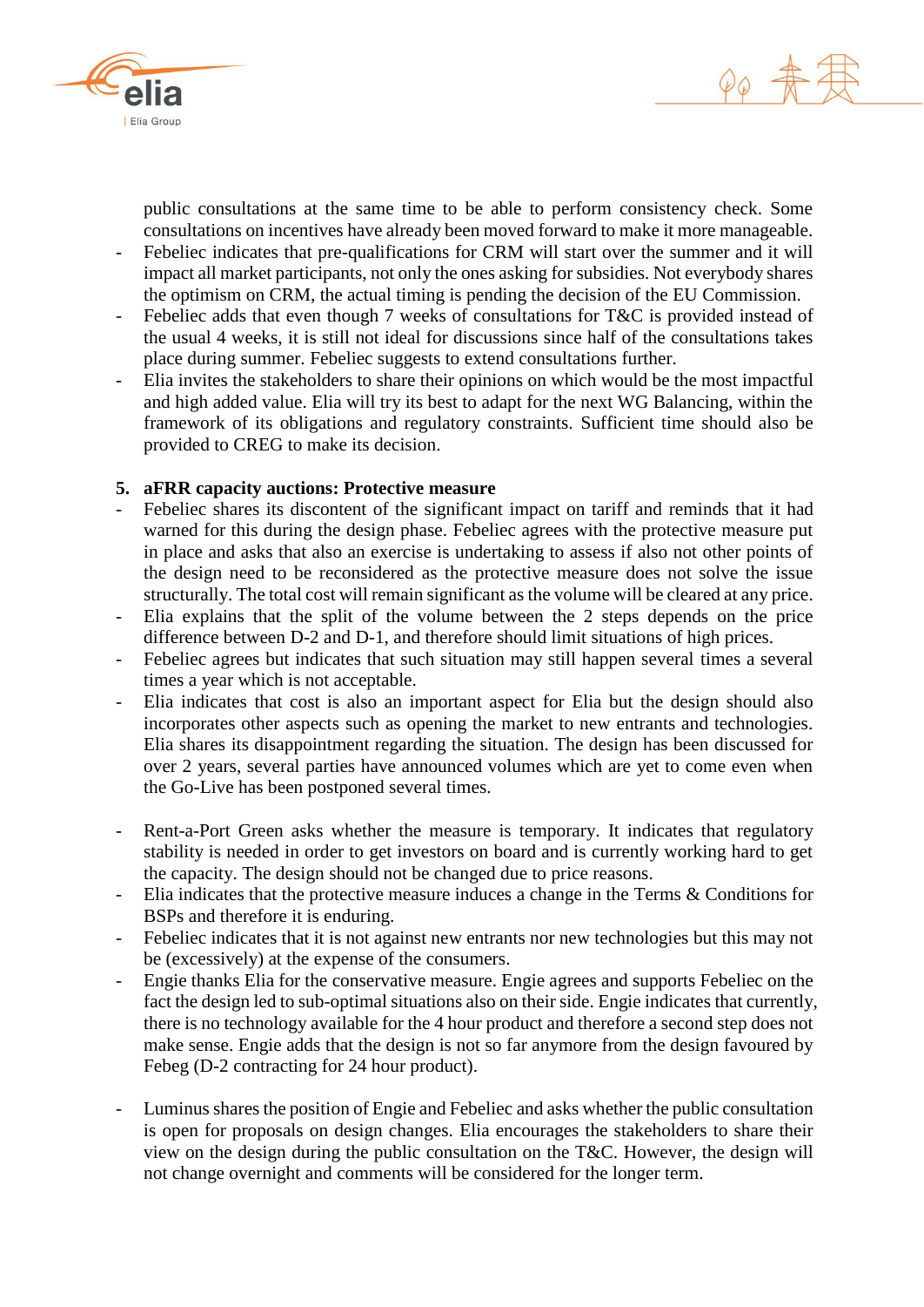public consultations at the same time to be able to perform consistency check. Some consultations on incentives have already been moved forward to make it more manageable.

- Febeliec indicates that pre-qualifications for CRM will start over the summer and it will impact all market participants, not only the ones asking for subsidies. Not everybody shares the optimism on CRM, the actual timing is pending the decision of the EU Commission.
- Febeliec adds that even though 7 weeks of consultations for T&C is provided instead of the usual 4 weeks, it is still not ideal for discussions since half of the consultations takes place during summer. Febeliec suggests to extend consultations further.
- Elia invites the stakeholders to share their opinions on which would be the most impactful and high added value. Elia will try its best to adapt for the next WG Balancing, within the framework of its obligations and regulatory constraints. Sufficient time should also be provided to CREG to make its decision.

**5. aFRR capacity auctions: Protective measure**

- Febeliec shares its discontent of the significant impact on tariff and reminds that it had warned for this during the design phase. Febeliec agrees with the protective measure put in place and asks that also an exercise is undertaking to assess if also not other points of the design need to be reconsidered as the protective measure does not solve the issue structurally. The total cost will remain significant as the volume will be cleared at any price.
- Elia explains that the split of the volume between the 2 steps depends on the price difference between D-2 and D-1, and therefore should limit situations of high prices.
- Febeliec agrees but indicates that such situation may still happen several times a several times a year which is not acceptable.
- Elia indicates that cost is also an important aspect for Elia but the design should also incorporates other aspects such as opening the market to new entrants and technologies. Elia shares its disappointment regarding the situation. The design has been discussed for over 2 years, several parties have announced volumes which are yet to come even when the Go-Live has been postponed several times.

- Rent-a-Port Green asks whether the measure is temporary. It indicates that regulatory stability is needed in order to get investors on board and is currently working hard to get the capacity. The design should not be changed due to price reasons.
- Elia indicates that the protective measure induces a change in the Terms & Conditions for BSPs and therefore it is enduring.
- Febeliec indicates that it is not against new entrants nor new technologies but this may not be (excessively) at the expense of the consumers.
- Engie thanks Elia for the conservative measure. Engie agrees and supports Febeliec on the fact the design led to sub-optimal situations also on their side. Engie indicates that currently, there is no technology available for the 4 hour product and therefore a second step does not make sense. Engie adds that the design is not so far anymore from the design favoured by Febeg (D-2 contracting for 24 hour product).

- Luminus shares the position of Engie and Febeliec and asks whether the public consultation is open for proposals on design changes. Elia encourages the stakeholders to share their view on the design during the public consultation on the T&C. However, the design will not change overnight and comments will be considered for the longer term.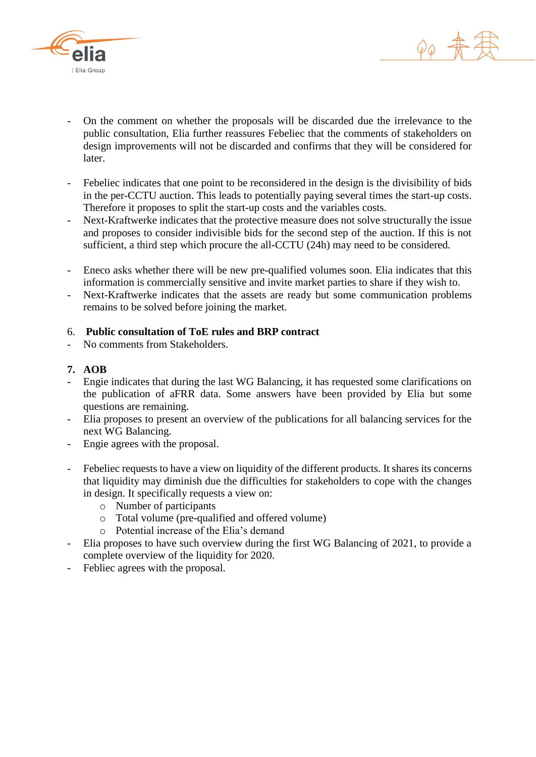- On the comment on whether the proposals will be discarded due the irrelevance to the public consultation, Elia further reassures Febeliec that the comments of stakeholders on design improvements will not be discarded and confirms that they will be considered for later.

- Febeliec indicates that one point to be reconsidered in the design is the divisibility of bids in the per-CCTU auction. This leads to potentially paying several times the start-up costs. Therefore it proposes to split the start-up costs and the variables costs.
- Next-Kraftwerke indicates that the protective measure does not solve structurally the issue and proposes to consider indivisible bids for the second step of the auction. If this is not sufficient, a third step which procure the all-CCTU (24h) may need to be considered.

- Eneco asks whether there will be new pre-qualified volumes soon. Elia indicates that this information is commercially sensitive and invite market parties to share if they wish to.
- Next-Kraftwerke indicates that the assets are ready but some communication problems remains to be solved before joining the market.

## 6. Public consultation of ToE rules and BRP contract

- No comments from Stakeholders.

## 7. AOB

- Engie indicates that during the last WG Balancing, it has requested some clarifications on the publication of aFRR data. Some answers have been provided by Elia but some questions are remaining.
- Elia proposes to present an overview of the publications for all balancing services for the next WG Balancing.
- Engie agrees with the proposal.

- Febeliec requests to have a view on liquidity of the different products. It shares its concerns that liquidity may diminish due the difficulties for stakeholders to cope with the changes in design. It specifically requests a view on:
  - Number of participants
  - Total volume (pre-qualified and offered volume)
  - Potential increase of the Elia's demand
- Elia proposes to have such overview during the first WG Balancing of 2021, to provide a complete overview of the liquidity for 2020.
- Febliec agrees with the proposal.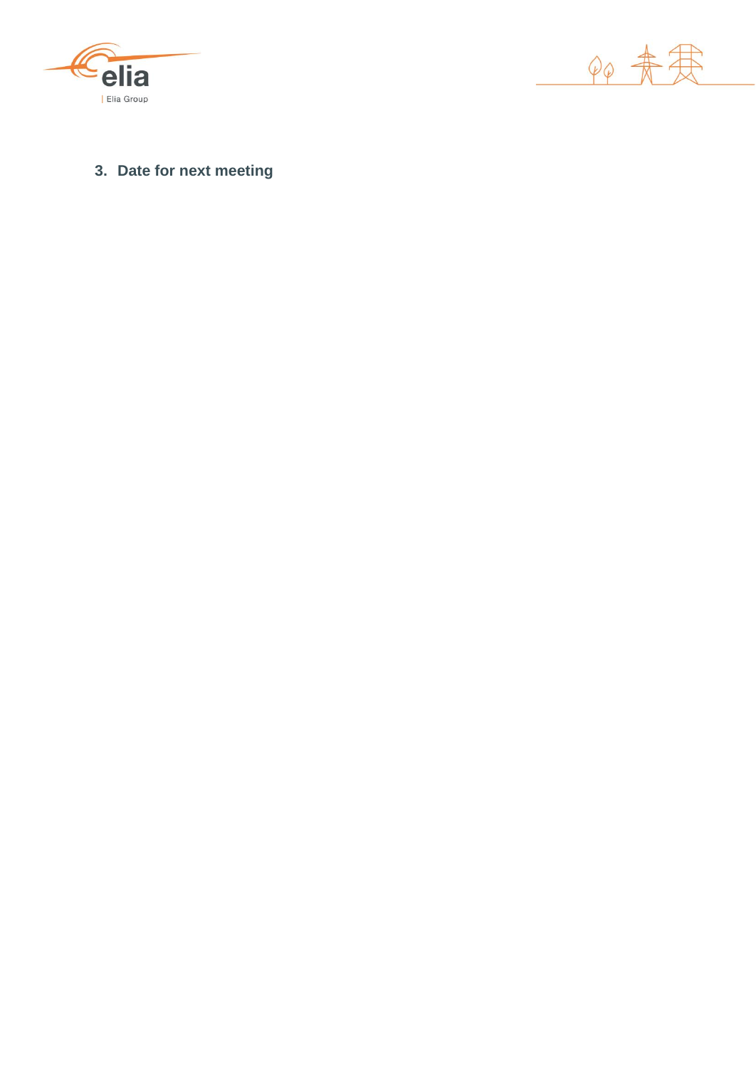## 3. Date for next meeting